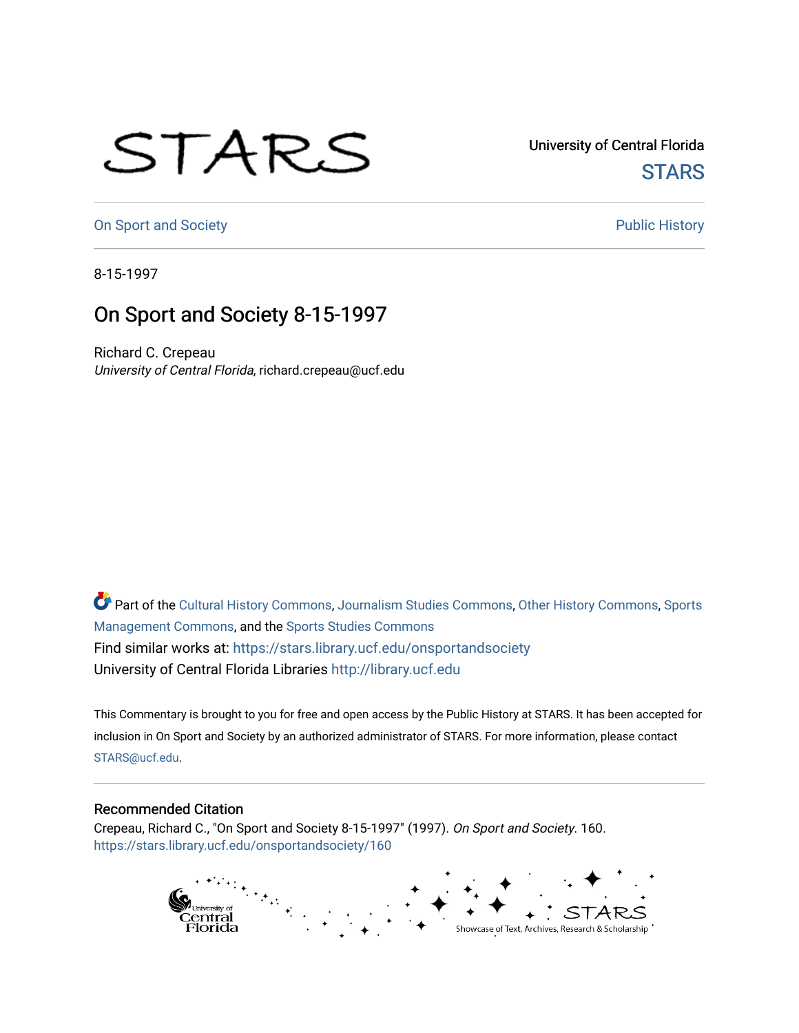University of Central Florida

STARS

On Sport and Society

Public History

8-15-1997

# On Sport and Society 8-15-1997

Richard C. Crepeau
*University of Central Florida*, richard.crepeau@ucf.edu

Part of the Cultural History Commons, Journalism Studies Commons, Other History Commons, Sports Management Commons, and the Sports Studies Commons
Find similar works at: https://stars.library.ucf.edu/onsportandsociety
University of Central Florida Libraries http://library.ucf.edu

This Commentary is brought to you for free and open access by the Public History at STARS. It has been accepted for inclusion in On Sport and Society by an authorized administrator of STARS. For more information, please contact STARS@ucf.edu.

## Recommended Citation

Crepeau, Richard C., "On Sport and Society 8-15-1997" (1997). *On Sport and Society*. 160.
https://stars.library.ucf.edu/onsportandsociety/160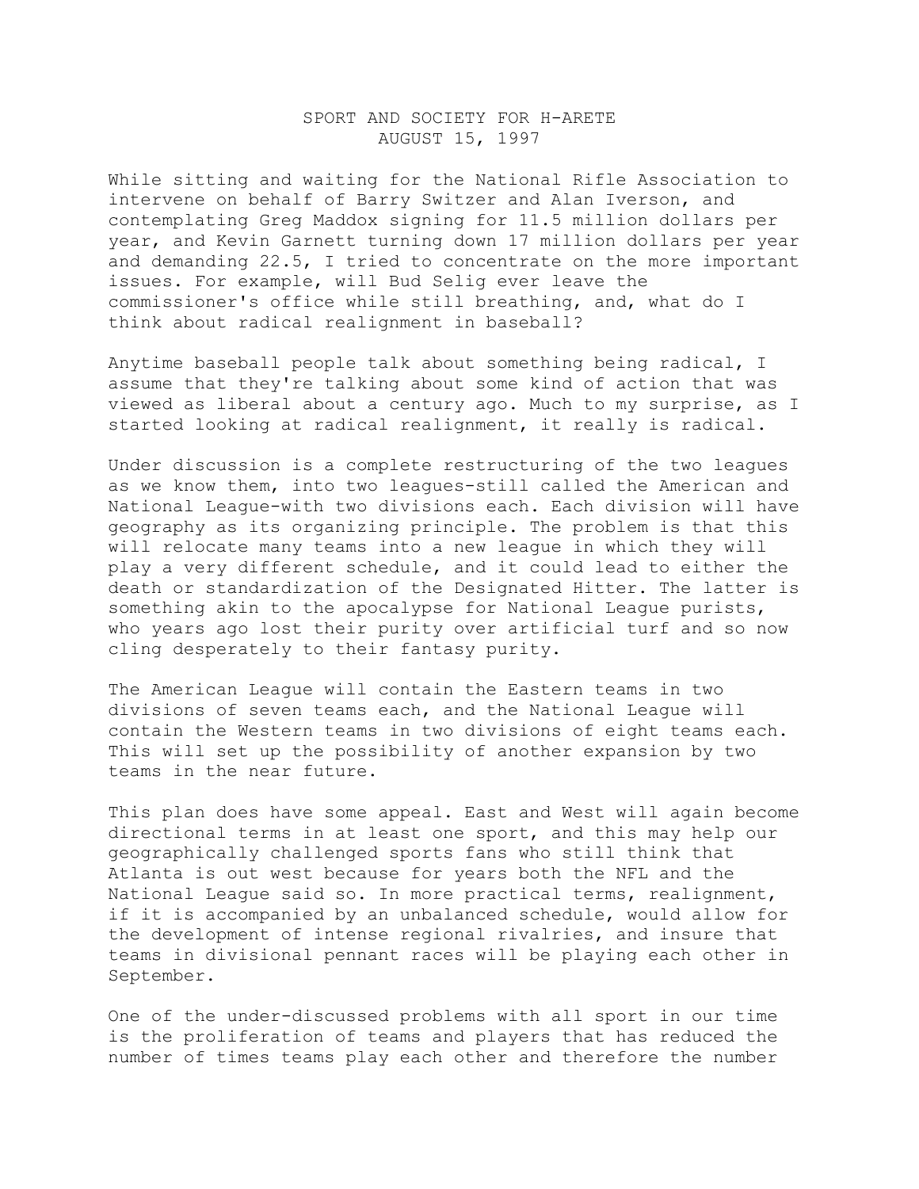SPORT AND SOCIETY FOR H-ARETE
AUGUST 15, 1997

While sitting and waiting for the National Rifle Association to intervene on behalf of Barry Switzer and Alan Iverson, and contemplating Greg Maddox signing for 11.5 million dollars per year, and Kevin Garnett turning down 17 million dollars per year and demanding 22.5, I tried to concentrate on the more important issues. For example, will Bud Selig ever leave the commissioner's office while still breathing, and, what do I think about radical realignment in baseball?

Anytime baseball people talk about something being radical, I assume that they're talking about some kind of action that was viewed as liberal about a century ago. Much to my surprise, as I started looking at radical realignment, it really is radical.

Under discussion is a complete restructuring of the two leagues as we know them, into two leagues-still called the American and National League-with two divisions each. Each division will have geography as its organizing principle. The problem is that this will relocate many teams into a new league in which they will play a very different schedule, and it could lead to either the death or standardization of the Designated Hitter. The latter is something akin to the apocalypse for National League purists, who years ago lost their purity over artificial turf and so now cling desperately to their fantasy purity.

The American League will contain the Eastern teams in two divisions of seven teams each, and the National League will contain the Western teams in two divisions of eight teams each. This will set up the possibility of another expansion by two teams in the near future.

This plan does have some appeal. East and West will again become directional terms in at least one sport, and this may help our geographically challenged sports fans who still think that Atlanta is out west because for years both the NFL and the National League said so. In more practical terms, realignment, if it is accompanied by an unbalanced schedule, would allow for the development of intense regional rivalries, and insure that teams in divisional pennant races will be playing each other in September.

One of the under-discussed problems with all sport in our time is the proliferation of teams and players that has reduced the number of times teams play each other and therefore the number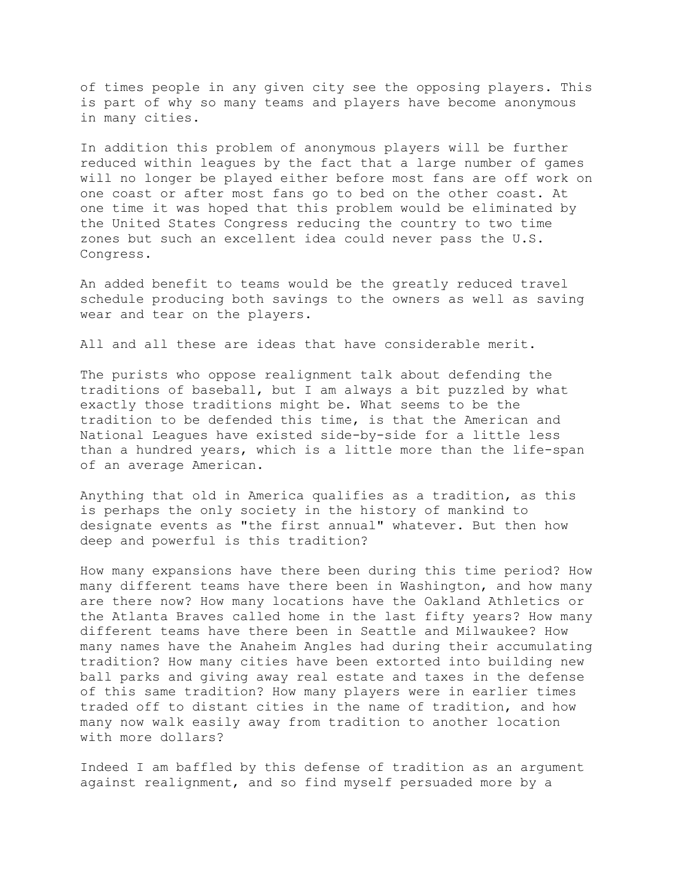of times people in any given city see the opposing players. This is part of why so many teams and players have become anonymous in many cities.

In addition this problem of anonymous players will be further reduced within leagues by the fact that a large number of games will no longer be played either before most fans are off work on one coast or after most fans go to bed on the other coast. At one time it was hoped that this problem would be eliminated by the United States Congress reducing the country to two time zones but such an excellent idea could never pass the U.S. Congress.

An added benefit to teams would be the greatly reduced travel schedule producing both savings to the owners as well as saving wear and tear on the players.

All and all these are ideas that have considerable merit.

The purists who oppose realignment talk about defending the traditions of baseball, but I am always a bit puzzled by what exactly those traditions might be. What seems to be the tradition to be defended this time, is that the American and National Leagues have existed side-by-side for a little less than a hundred years, which is a little more than the life-span of an average American.

Anything that old in America qualifies as a tradition, as this is perhaps the only society in the history of mankind to designate events as "the first annual" whatever. But then how deep and powerful is this tradition?

How many expansions have there been during this time period? How many different teams have there been in Washington, and how many are there now? How many locations have the Oakland Athletics or the Atlanta Braves called home in the last fifty years? How many different teams have there been in Seattle and Milwaukee? How many names have the Anaheim Angles had during their accumulating tradition? How many cities have been extorted into building new ball parks and giving away real estate and taxes in the defense of this same tradition? How many players were in earlier times traded off to distant cities in the name of tradition, and how many now walk easily away from tradition to another location with more dollars?

Indeed I am baffled by this defense of tradition as an argument against realignment, and so find myself persuaded more by a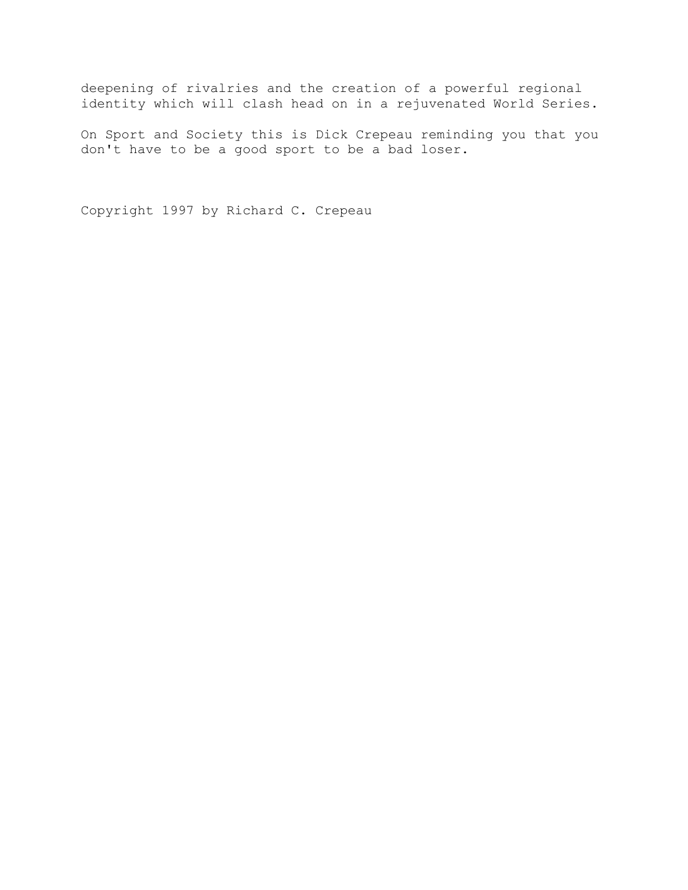deepening of rivalries and the creation of a powerful regional identity which will clash head on in a rejuvenated World Series.

On Sport and Society this is Dick Crepeau reminding you that you don't have to be a good sport to be a bad loser.

Copyright 1997 by Richard C. Crepeau